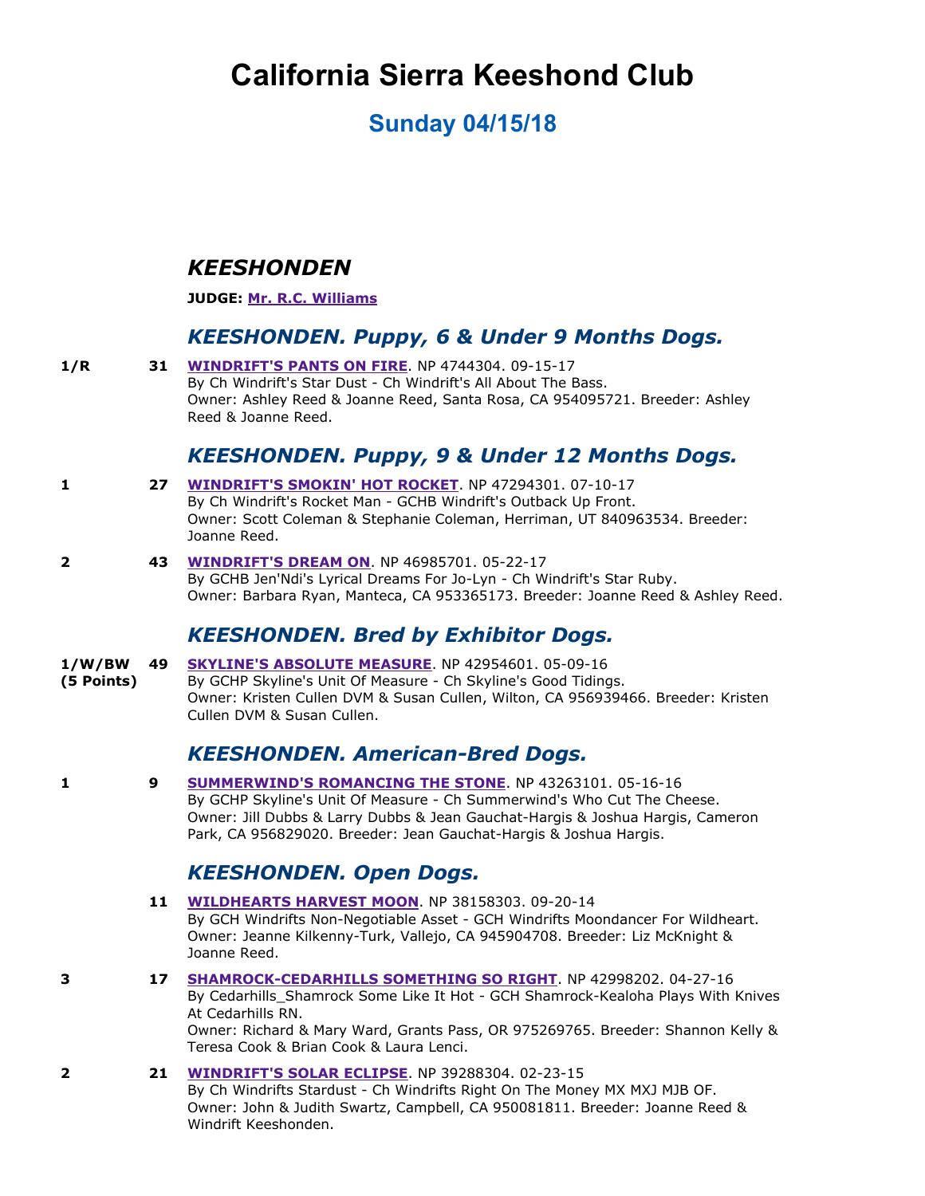# California Sierra Keeshond Club

## Sunday 04/15/18

## *KEESHONDEN*

**JUDGE: Mr. R.C. Williams**

### *KEESHONDEN. Puppy, 6 & Under 9 Months Dogs.*

**1/R** **31** **WINDRIFT'S PANTS ON FIRE**. NP 4744304. 09-15-17
By Ch Windrift's Star Dust - Ch Windrift's All About The Bass.
Owner: Ashley Reed & Joanne Reed, Santa Rosa, CA 954095721. Breeder: Ashley Reed & Joanne Reed.

### *KEESHONDEN. Puppy, 9 & Under 12 Months Dogs.*

**1** **27** **WINDRIFT'S SMOKIN' HOT ROCKET**. NP 47294301. 07-10-17
By Ch Windrift's Rocket Man - GCHB Windrift's Outback Up Front.
Owner: Scott Coleman & Stephanie Coleman, Herriman, UT 840963534. Breeder: Joanne Reed.

**2** **43** **WINDRIFT'S DREAM ON**. NP 46985701. 05-22-17
By GCHB Jen'Ndi's Lyrical Dreams For Jo-Lyn - Ch Windrift's Star Ruby.
Owner: Barbara Ryan, Manteca, CA 953365173. Breeder: Joanne Reed & Ashley Reed.

### *KEESHONDEN. Bred by Exhibitor Dogs.*

**1/W/BW (5 Points)** **49** **SKYLINE'S ABSOLUTE MEASURE**. NP 42954601. 05-09-16
By GCHP Skyline's Unit Of Measure - Ch Skyline's Good Tidings.
Owner: Kristen Cullen DVM & Susan Cullen, Wilton, CA 956939466. Breeder: Kristen Cullen DVM & Susan Cullen.

### *KEESHONDEN. American-Bred Dogs.*

**1** **9** **SUMMERWIND'S ROMANCING THE STONE**. NP 43263101. 05-16-16
By GCHP Skyline's Unit Of Measure - Ch Summerwind's Who Cut The Cheese.
Owner: Jill Dubbs & Larry Dubbs & Jean Gauchat-Hargis & Joshua Hargis, Cameron Park, CA 956829020. Breeder: Jean Gauchat-Hargis & Joshua Hargis.

### *KEESHONDEN. Open Dogs.*

**11** **WILDHEARTS HARVEST MOON**. NP 38158303. 09-20-14
By GCH Windrifts Non-Negotiable Asset - GCH Windrifts Moondancer For Wildheart.
Owner: Jeanne Kilkenny-Turk, Vallejo, CA 945904708. Breeder: Liz McKnight & Joanne Reed.

**3** **17** **SHAMROCK-CEDARHILLS SOMETHING SO RIGHT**. NP 42998202. 04-27-16
By Cedarhills_Shamrock Some Like It Hot - GCH Shamrock-Kealoha Plays With Knives At Cedarhills RN.
Owner: Richard & Mary Ward, Grants Pass, OR 975269765. Breeder: Shannon Kelly & Teresa Cook & Brian Cook & Laura Lenci.

**2** **21** **WINDRIFT'S SOLAR ECLIPSE**. NP 39288304. 02-23-15
By Ch Windrifts Stardust - Ch Windrifts Right On The Money MX MXJ MJB OF.
Owner: John & Judith Swartz, Campbell, CA 950081811. Breeder: Joanne Reed & Windrift Keeshonden.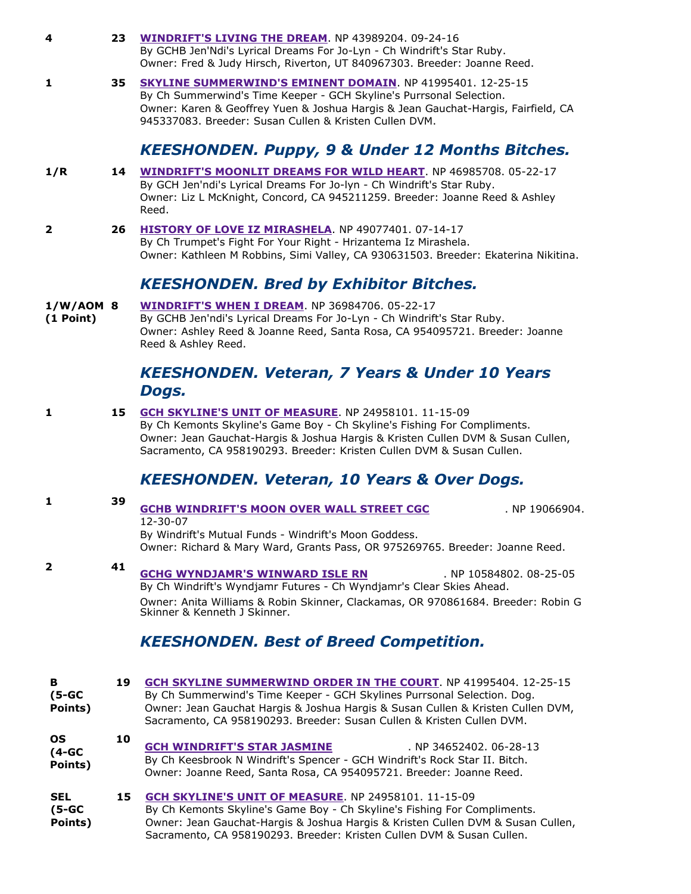4 &nbsp;&nbsp; 23 &nbsp;&nbsp; **WINDRIFT'S LIVING THE DREAM**. NP 43989204. 09-24-16
By GCHB Jen'Ndi's Lyrical Dreams For Jo-Lyn - Ch Windrift's Star Ruby.
Owner: Fred & Judy Hirsch, Riverton, UT 840967303. Breeder: Joanne Reed.

1 &nbsp;&nbsp; 35 &nbsp;&nbsp; **SKYLINE SUMMERWIND'S EMINENT DOMAIN**. NP 41995401. 12-25-15
By Ch Summerwind's Time Keeper - GCH Skyline's Purrsonal Selection.
Owner: Karen & Geoffrey Yuen & Joshua Hargis & Jean Gauchat-Hargis, Fairfield, CA 945337083. Breeder: Susan Cullen & Kristen Cullen DVM.

## *KEESHONDEN. Puppy, 9 & Under 12 Months Bitches.*

1/R &nbsp;&nbsp; 14 &nbsp;&nbsp; **WINDRIFT'S MOONLIT DREAMS FOR WILD HEART**. NP 46985708. 05-22-17
By GCH Jen'ndi's Lyrical Dreams For Jo-lyn - Ch Windrift's Star Ruby.
Owner: Liz L McKnight, Concord, CA 945211259. Breeder: Joanne Reed & Ashley Reed.

2 &nbsp;&nbsp; 26 &nbsp;&nbsp; **HISTORY OF LOVE IZ MIRASHELA**. NP 49077401. 07-14-17
By Ch Trumpet's Fight For Your Right - Hrizantema Iz Mirashela.
Owner: Kathleen M Robbins, Simi Valley, CA 930631503. Breeder: Ekaterina Nikitina.

## *KEESHONDEN. Bred by Exhibitor Bitches.*

1/W/AOM (1 Point) &nbsp;&nbsp; 8 &nbsp;&nbsp; **WINDRIFT'S WHEN I DREAM**. NP 36984706. 05-22-17
By GCHB Jen'ndi's Lyrical Dreams For Jo-Lyn - Ch Windrift's Star Ruby.
Owner: Ashley Reed & Joanne Reed, Santa Rosa, CA 954095721. Breeder: Joanne Reed & Ashley Reed.

## *KEESHONDEN. Veteran, 7 Years & Under 10 Years Dogs.*

1 &nbsp;&nbsp; 15 &nbsp;&nbsp; **GCH SKYLINE'S UNIT OF MEASURE**. NP 24958101. 11-15-09
By Ch Kemonts Skyline's Game Boy - Ch Skyline's Fishing For Compliments.
Owner: Jean Gauchat-Hargis & Joshua Hargis & Kristen Cullen DVM & Susan Cullen, Sacramento, CA 958190293. Breeder: Kristen Cullen DVM & Susan Cullen.

## *KEESHONDEN. Veteran, 10 Years & Over Dogs.*

1 &nbsp;&nbsp; 39 &nbsp;&nbsp; **GCHB WINDRIFT'S MOON OVER WALL STREET CGC**. NP 19066904. 12-30-07
By Windrift's Mutual Funds - Windrift's Moon Goddess.
Owner: Richard & Mary Ward, Grants Pass, OR 975269765. Breeder: Joanne Reed.

2 &nbsp;&nbsp; 41 &nbsp;&nbsp; **GCHG WYNDJAMR'S WINWARD ISLE RN**. NP 10584802. 08-25-05
By Ch Windrift's Wyndjamr Futures - Ch Wyndjamr's Clear Skies Ahead.
Owner: Anita Williams & Robin Skinner, Clackamas, OR 970861684. Breeder: Robin G Skinner & Kenneth J Skinner.

## *KEESHONDEN. Best of Breed Competition.*

B (5-GC Points) &nbsp;&nbsp; 19 &nbsp;&nbsp; **GCH SKYLINE SUMMERWIND ORDER IN THE COURT**. NP 41995404. 12-25-15
By Ch Summerwind's Time Keeper - GCH Skylines Purrsonal Selection. Dog.
Owner: Jean Gauchat Hargis & Joshua Hargis & Susan Cullen & Kristen Cullen DVM, Sacramento, CA 958190293. Breeder: Susan Cullen & Kristen Cullen DVM.

OS (4-GC Points) &nbsp;&nbsp; 10 &nbsp;&nbsp; **GCH WINDRIFT'S STAR JASMINE**. NP 34652402. 06-28-13
By Ch Keesbrook N Windrift's Spencer - GCH Windrift's Rock Star II. Bitch.
Owner: Joanne Reed, Santa Rosa, CA 954095721. Breeder: Joanne Reed.

SEL (5-GC Points) &nbsp;&nbsp; 15 &nbsp;&nbsp; **GCH SKYLINE'S UNIT OF MEASURE**. NP 24958101. 11-15-09
By Ch Kemonts Skyline's Game Boy - Ch Skyline's Fishing For Compliments.
Owner: Jean Gauchat-Hargis & Joshua Hargis & Kristen Cullen DVM & Susan Cullen, Sacramento, CA 958190293. Breeder: Kristen Cullen DVM & Susan Cullen.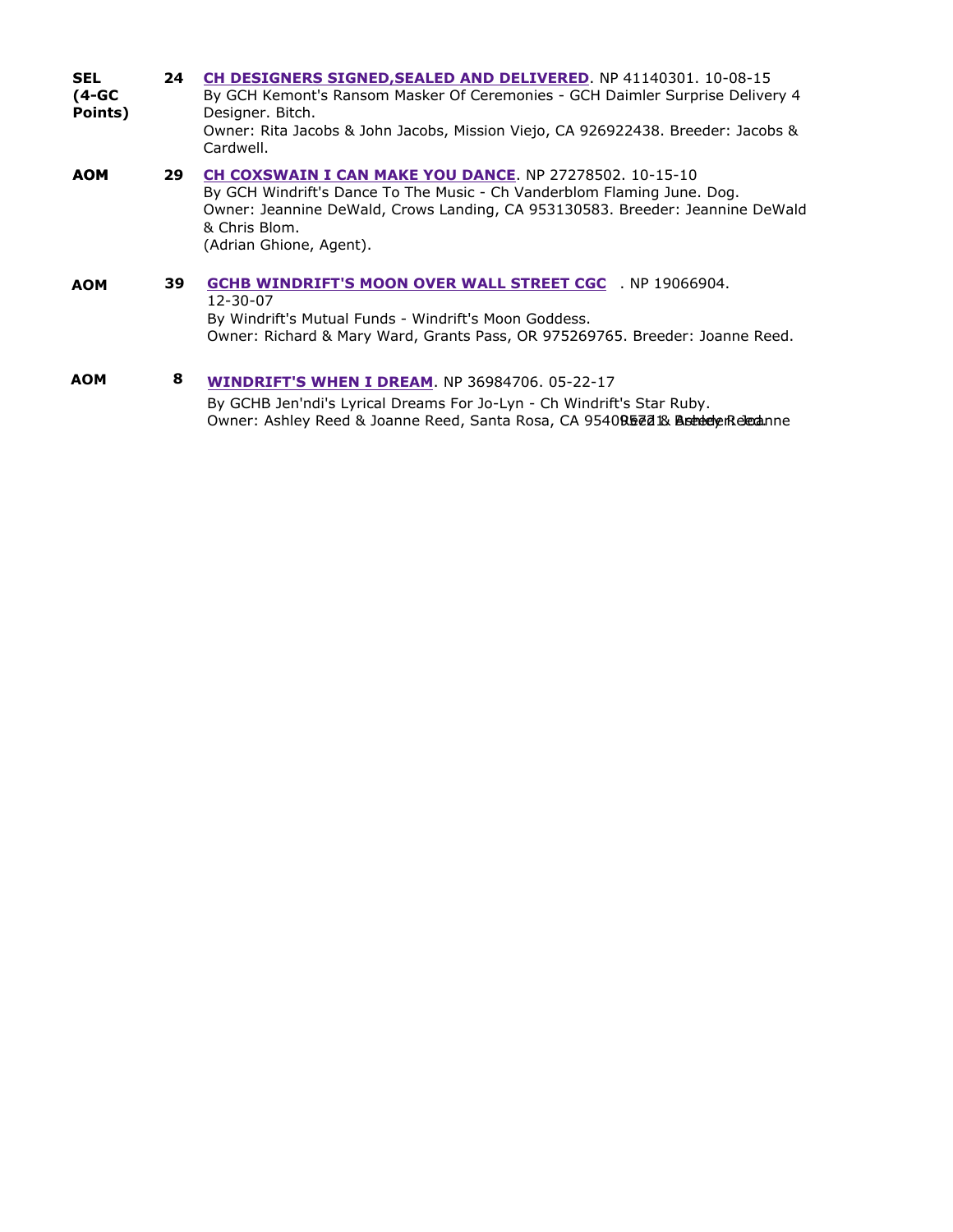**SEL (4-GC Points)** **24** **CH DESIGNERS SIGNED,SEALED AND DELIVERED**. NP 41140301. 10-08-15
By GCH Kemont's Ransom Masker Of Ceremonies - GCH Daimler Surprise Delivery 4 Designer. Bitch.
Owner: Rita Jacobs & John Jacobs, Mission Viejo, CA 926922438. Breeder: Jacobs & Cardwell.

**AOM** **29** **CH COXSWAIN I CAN MAKE YOU DANCE**. NP 27278502. 10-15-10
By GCH Windrift's Dance To The Music - Ch Vanderblom Flaming June. Dog.
Owner: Jeannine DeWald, Crows Landing, CA 953130583. Breeder: Jeannine DeWald & Chris Blom.
(Adrian Ghione, Agent).

**AOM** **39** **GCHB WINDRIFT'S MOON OVER WALL STREET CGC** . NP 19066904. 12-30-07
By Windrift's Mutual Funds - Windrift's Moon Goddess.
Owner: Richard & Mary Ward, Grants Pass, OR 975269765. Breeder: Joanne Reed.

**AOM** **8** **WINDRIFT'S WHEN I DREAM**. NP 36984706. 05-22-17
By GCHB Jen'ndi's Lyrical Dreams For Jo-Lyn - Ch Windrift's Star Ruby.
Owner: Ashley Reed & Joanne Reed, Santa Rosa, CA 95409572. Breeder: Ashley Reed & Joanne Reed.